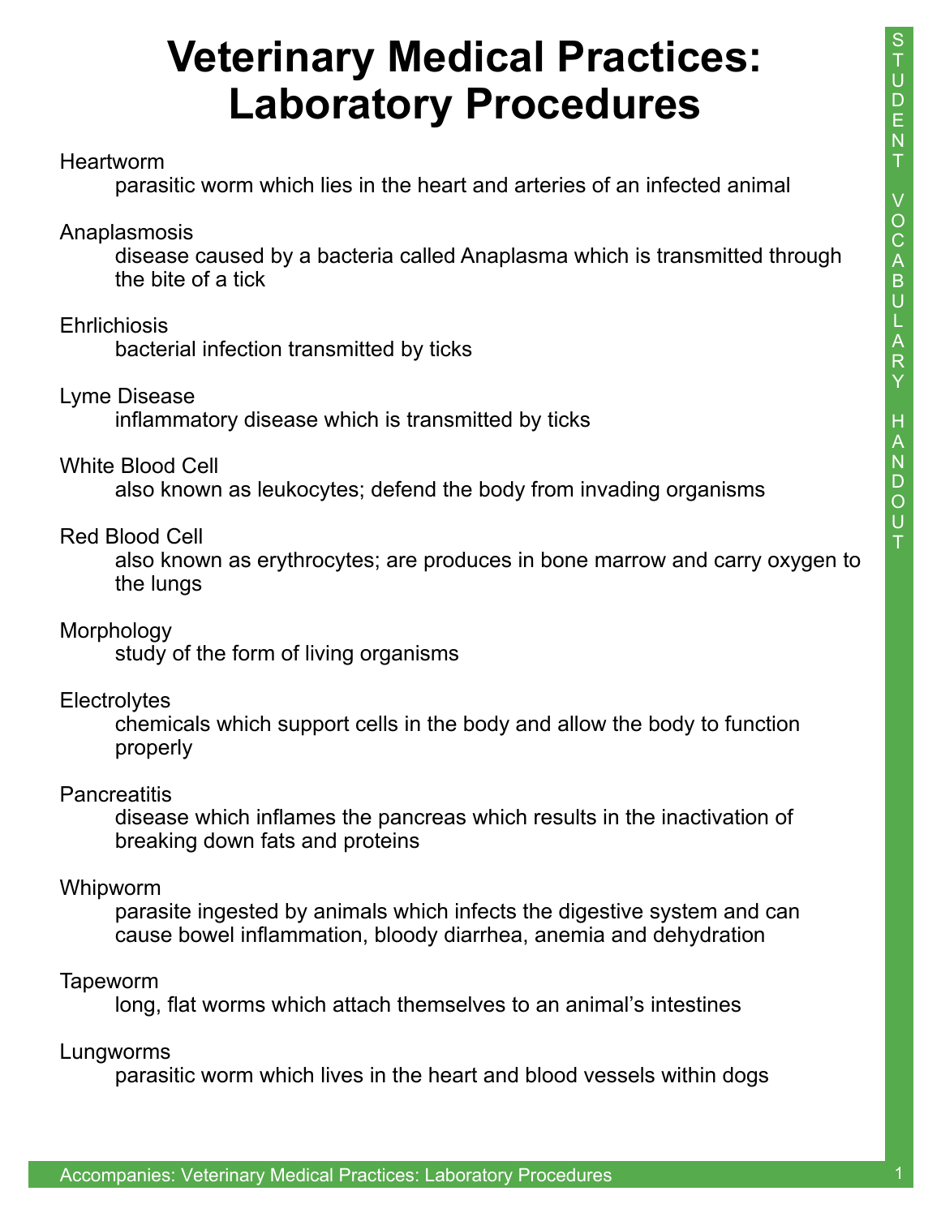# Veterinary Medical Practices: Laboratory Procedures

**Heartworm**
: parasitic worm which lies in the heart and arteries of an infected animal

**Anaplasmosis**
: disease caused by a bacteria called Anaplasma which is transmitted through the bite of a tick

**Ehrlichiosis**
: bacterial infection transmitted by ticks

**Lyme Disease**
: inflammatory disease which is transmitted by ticks

**White Blood Cell**
: also known as leukocytes; defend the body from invading organisms

**Red Blood Cell**
: also known as erythrocytes; are produces in bone marrow and carry oxygen to the lungs

**Morphology**
: study of the form of living organisms

**Electrolytes**
: chemicals which support cells in the body and allow the body to function properly

**Pancreatitis**
: disease which inflames the pancreas which results in the inactivation of breaking down fats and proteins

**Whipworm**
: parasite ingested by animals which infects the digestive system and can cause bowel inflammation, bloody diarrhea, anemia and dehydration

**Tapeworm**
: long, flat worms which attach themselves to an animal's intestines

**Lungworms**
: parasitic worm which lives in the heart and blood vessels within dogs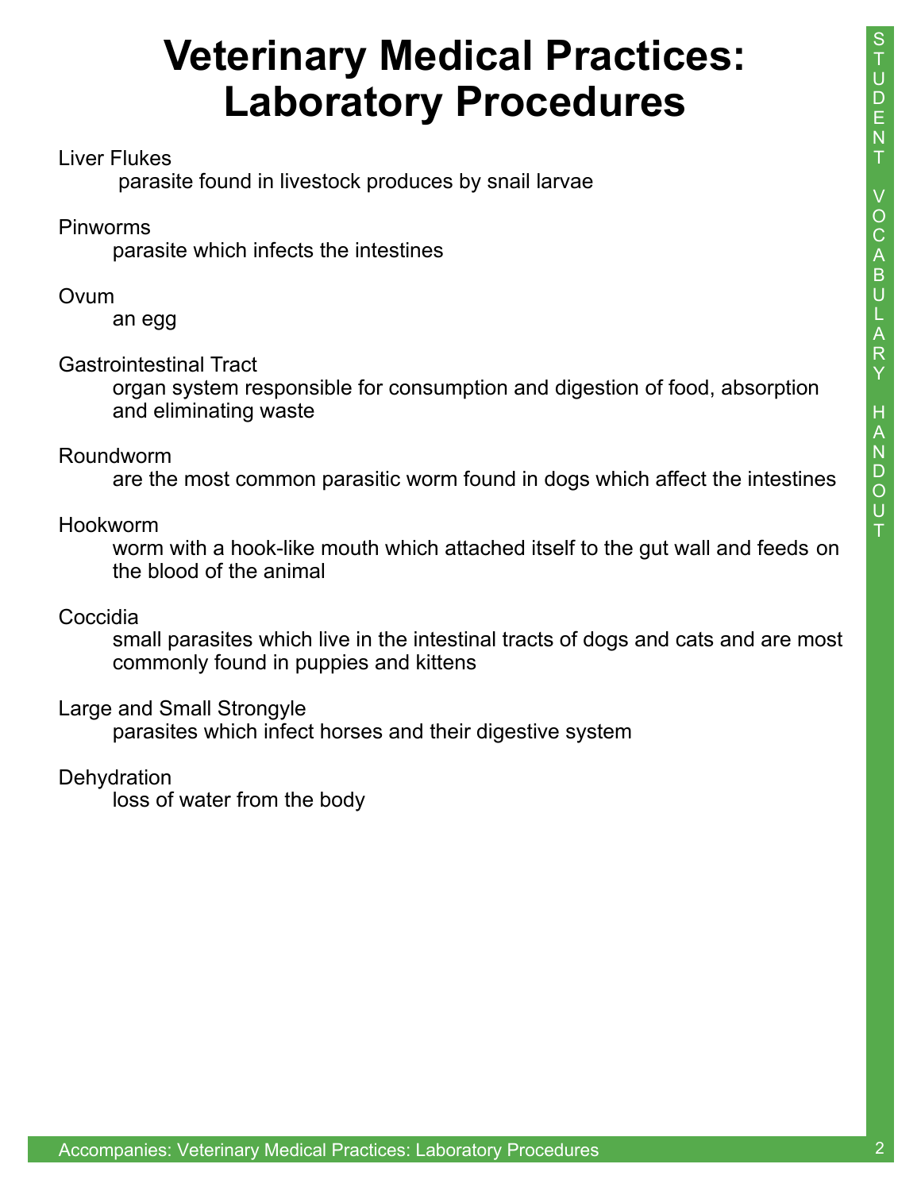# Veterinary Medical Practices: Laboratory Procedures

Liver Flukes
: parasite found in livestock produces by snail larvae

Pinworms
: parasite which infects the intestines

Ovum
: an egg

Gastrointestinal Tract
: organ system responsible for consumption and digestion of food, absorption and eliminating waste

Roundworm
: are the most common parasitic worm found in dogs which affect the intestines

Hookworm
: worm with a hook-like mouth which attached itself to the gut wall and feeds on the blood of the animal

Coccidia
: small parasites which live in the intestinal tracts of dogs and cats and are most commonly found in puppies and kittens

Large and Small Strongyle
: parasites which infect horses and their digestive system

Dehydration
: loss of water from the body